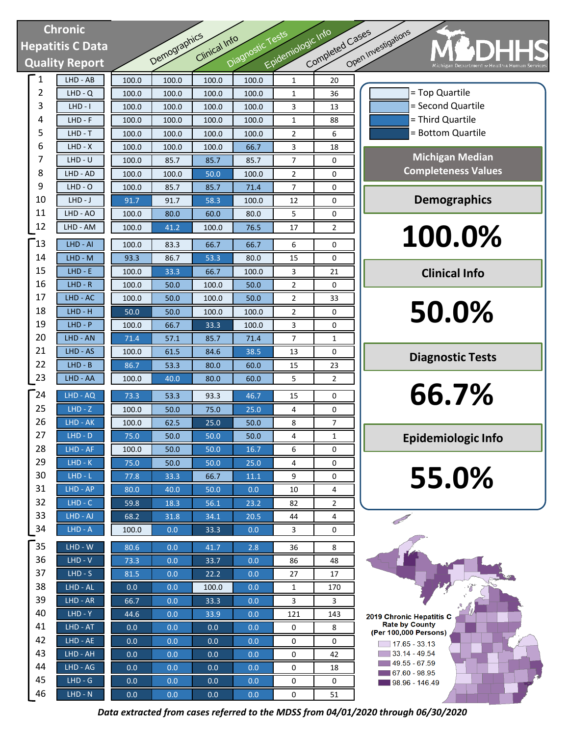# Chronic Hepatitis C Data Quality Report

MDHHS — Michigan Department of Health & Human Services

| Rank | LHD | Demographics | Clinical Info | Diagnostic Tests | Epidemiologic Info | Completed Cases | Open Investigations |
|---|---|---|---|---|---|---|---|
| 1 | LHD - AB | 100.0 | 100.0 | 100.0 | 100.0 | 1 | 20 |
| 2 | LHD - Q | 100.0 | 100.0 | 100.0 | 100.0 | 1 | 36 |
| 3 | LHD - I | 100.0 | 100.0 | 100.0 | 100.0 | 3 | 13 |
| 4 | LHD - F | 100.0 | 100.0 | 100.0 | 100.0 | 1 | 88 |
| 5 | LHD - T | 100.0 | 100.0 | 100.0 | 100.0 | 2 | 6 |
| 6 | LHD - X | 100.0 | 100.0 | 100.0 | 66.7 | 3 | 18 |
| 7 | LHD - U | 100.0 | 85.7 | 85.7 | 85.7 | 7 | 0 |
| 8 | LHD - AD | 100.0 | 100.0 | 50.0 | 100.0 | 2 | 0 |
| 9 | LHD - O | 100.0 | 85.7 | 85.7 | 71.4 | 7 | 0 |
| 10 | LHD - J | 91.7 | 91.7 | 58.3 | 100.0 | 12 | 0 |
| 11 | LHD - AO | 100.0 | 80.0 | 60.0 | 80.0 | 5 | 0 |
| 12 | LHD - AM | 100.0 | 41.2 | 100.0 | 76.5 | 17 | 2 |
| 13 | LHD - AI | 100.0 | 83.3 | 66.7 | 66.7 | 6 | 0 |
| 14 | LHD - M | 93.3 | 86.7 | 53.3 | 80.0 | 15 | 0 |
| 15 | LHD - E | 100.0 | 33.3 | 66.7 | 100.0 | 3 | 21 |
| 16 | LHD - R | 100.0 | 50.0 | 100.0 | 50.0 | 2 | 0 |
| 17 | LHD - AC | 100.0 | 50.0 | 100.0 | 50.0 | 2 | 33 |
| 18 | LHD - H | 50.0 | 50.0 | 100.0 | 100.0 | 2 | 0 |
| 19 | LHD - P | 100.0 | 66.7 | 33.3 | 100.0 | 3 | 0 |
| 20 | LHD - AN | 71.4 | 57.1 | 85.7 | 71.4 | 7 | 1 |
| 21 | LHD - AS | 100.0 | 61.5 | 84.6 | 38.5 | 13 | 0 |
| 22 | LHD - B | 86.7 | 53.3 | 80.0 | 60.0 | 15 | 23 |
| 23 | LHD - AA | 100.0 | 40.0 | 80.0 | 60.0 | 5 | 2 |
| 24 | LHD - AQ | 73.3 | 53.3 | 93.3 | 46.7 | 15 | 0 |
| 25 | LHD - Z | 100.0 | 50.0 | 75.0 | 25.0 | 4 | 0 |
| 26 | LHD - AK | 100.0 | 62.5 | 25.0 | 50.0 | 8 | 7 |
| 27 | LHD - D | 75.0 | 50.0 | 50.0 | 50.0 | 4 | 1 |
| 28 | LHD - AF | 100.0 | 50.0 | 50.0 | 16.7 | 6 | 0 |
| 29 | LHD - K | 75.0 | 50.0 | 50.0 | 25.0 | 4 | 0 |
| 30 | LHD - L | 77.8 | 33.3 | 66.7 | 11.1 | 9 | 0 |
| 31 | LHD - AP | 80.0 | 40.0 | 50.0 | 0.0 | 10 | 4 |
| 32 | LHD - C | 59.8 | 18.3 | 56.1 | 23.2 | 82 | 2 |
| 33 | LHD - AJ | 68.2 | 31.8 | 34.1 | 20.5 | 44 | 4 |
| 34 | LHD - A | 100.0 | 0.0 | 33.3 | 0.0 | 3 | 0 |
| 35 | LHD - W | 80.6 | 0.0 | 41.7 | 2.8 | 36 | 8 |
| 36 | LHD - V | 73.3 | 0.0 | 33.7 | 0.0 | 86 | 48 |
| 37 | LHD - S | 81.5 | 0.0 | 22.2 | 0.0 | 27 | 17 |
| 38 | LHD - AL | 0.0 | 0.0 | 100.0 | 0.0 | 1 | 170 |
| 39 | LHD - AR | 66.7 | 0.0 | 33.3 | 0.0 | 3 | 3 |
| 40 | LHD - Y | 44.6 | 0.0 | 33.9 | 0.0 | 121 | 143 |
| 41 | LHD - AT | 0.0 | 0.0 | 0.0 | 0.0 | 0 | 8 |
| 42 | LHD - AE | 0.0 | 0.0 | 0.0 | 0.0 | 0 | 0 |
| 43 | LHD - AH | 0.0 | 0.0 | 0.0 | 0.0 | 0 | 42 |
| 44 | LHD - AG | 0.0 | 0.0 | 0.0 | 0.0 | 0 | 18 |
| 45 | LHD - G | 0.0 | 0.0 | 0.0 | 0.0 | 0 | 0 |
| 46 | LHD - N | 0.0 | 0.0 | 0.0 | 0.0 | 0 | 51 |

= Top Quartile
= Second Quartile
= Third Quartile
= Bottom Quartile

## Michigan Median Completeness Values

**Demographics**

**100.0%**

**Clinical Info**

**50.0%**

**Diagnostic Tests**

**66.7%**

**Epidemiologic Info**

**55.0%**

**2019 Chronic Hepatitis C Rate by County (Per 100,000 Persons)**

- 17.65 - 33.13
- 33.14 - 49.54
- 49.55 - 67.59
- 67.60 - 98.95
- 98.96 - 146.49

*Data extracted from cases referred to the MDSS from 04/01/2020 through 06/30/2020*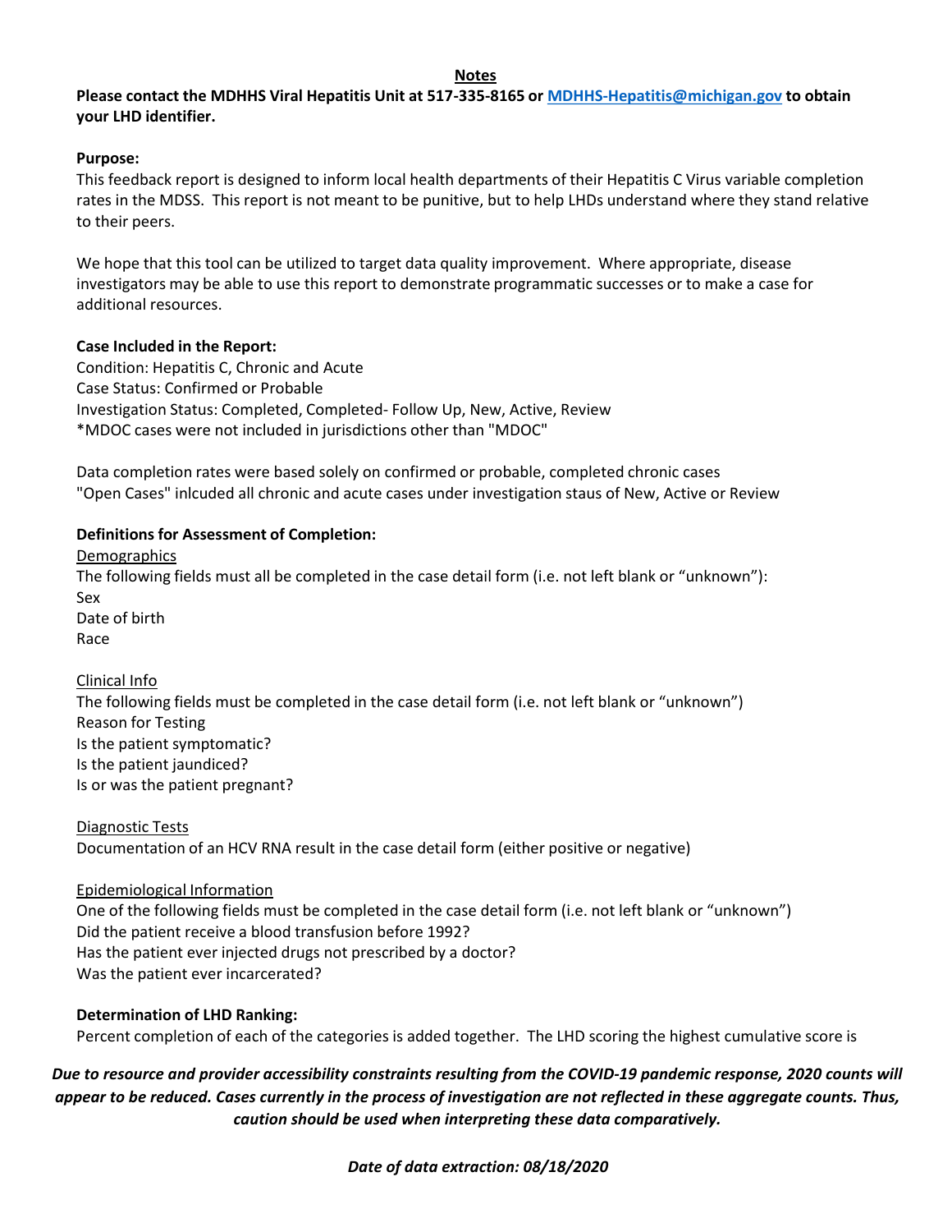## Notes

**Please contact the MDHHS Viral Hepatitis Unit at 517-335-8165 or [MDHHS-Hepatitis@michigan.gov](mailto:MDHHS-Hepatitis@michigan.gov) to obtain your LHD identifier.**

**Purpose:**

This feedback report is designed to inform local health departments of their Hepatitis C Virus variable completion rates in the MDSS. This report is not meant to be punitive, but to help LHDs understand where they stand relative to their peers.

We hope that this tool can be utilized to target data quality improvement. Where appropriate, disease investigators may be able to use this report to demonstrate programmatic successes or to make a case for additional resources.

**Case Included in the Report:**

Condition: Hepatitis C, Chronic and Acute
Case Status: Confirmed or Probable
Investigation Status: Completed, Completed- Follow Up, New, Active, Review
*MDOC cases were not included in jurisdictions other than "MDOC"

Data completion rates were based solely on confirmed or probable, completed chronic cases
"Open Cases" inlcuded all chronic and acute cases under investigation staus of New, Active or Review

**Definitions for Assessment of Completion:**

Demographics
The following fields must all be completed in the case detail form (i.e. not left blank or "unknown"):
Sex
Date of birth
Race

Clinical Info
The following fields must be completed in the case detail form (i.e. not left blank or "unknown")
Reason for Testing
Is the patient symptomatic?
Is the patient jaundiced?
Is or was the patient pregnant?

Diagnostic Tests
Documentation of an HCV RNA result in the case detail form (either positive or negative)

Epidemiological Information
One of the following fields must be completed in the case detail form (i.e. not left blank or "unknown")
Did the patient receive a blood transfusion before 1992?
Has the patient ever injected drugs not prescribed by a doctor?
Was the patient ever incarcerated?

**Determination of LHD Ranking:**

Percent completion of each of the categories is added together. The LHD scoring the highest cumulative score is

***Due to resource and provider accessibility constraints resulting from the COVID-19 pandemic response, 2020 counts will appear to be reduced. Cases currently in the process of investigation are not reflected in these aggregate counts. Thus, caution should be used when interpreting these data comparatively.***

***Date of data extraction: 08/18/2020***